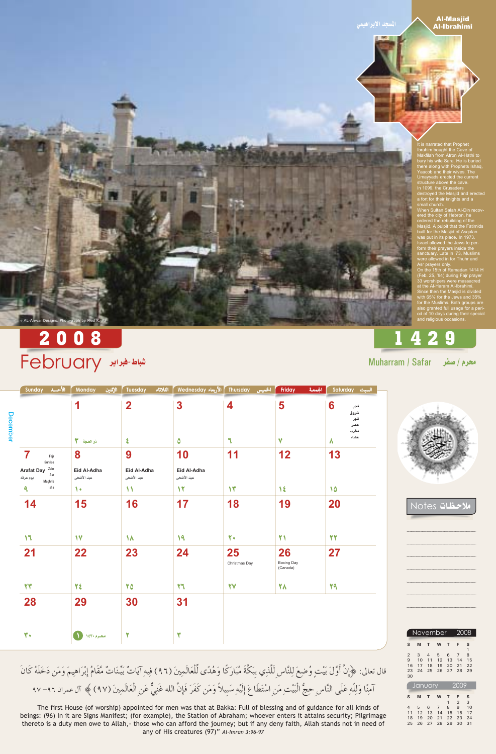# Al-Masjid Al-Ibrahimi

المسجد الابراهيمي

It is narrated that Prophet Ibrahim bought the Cave of Makfilah from Afron Al-Hathi to bury his wife Sara. He is buried there along with Prophets Ishaq, Yaacob and their wives. The Umayyads erected the current structure above the cave.

In 1099, the Crusaders destroyed the Masjid and erected a fort for their knights and a small church.

When Sultan Salah Al-Din recovered the city of Hebron, he ordered the rebuilding of the Masjid. A pulpit that the Fatimids built for the Masjid of Asqalan was put in its place. In 1973, Israel allowed the Jews to perform their prayers inside the sanctuary. Late in '73, Muslims were allowed in for Thuhr and Asr prayers only.

On the 15th of Ramadan 1414 H (Feb. 25, '94) during Fajr prayer 33 worshipers were massacred at the Al-Haram Al-Ibrahimi. Since then the Masjid is divided with 65% for the Jews and 35% for the Muslims. Both groups are also granted full usage for a period of 10 days during their special and religious occasions.

© AL-Anwar Designs, Photograph by Riad K. Ali

## 2008 February شباط-فبراير

## 1429 Muharram / Safar محرم / صفر

December

| Sunday الأحد | Monday الإثنين | Tuesday الثلاثاء | Wednesday الأربعاء | Thursday الخميس | Friday الجمعة | Saturday السبت |
|---|---|---|---|---|---|---|
| | 1 ذو الحجة ٣ | 2 ٤ | 3 ٥ | 4 ٦ | 5 ٧ | 6 ٨ فجر شروق ظهر عصر مغرب عشاء |
| 7 Arafat Day يوم عرفه ٩ Fajr Sunrise Zuhr Asr Maghrib Isha | 8 Eid Al-Adha عيد الأضحى ١٠ | 9 Eid Al-Adha عيد الأضحى ١١ | 10 Eid Al-Adha عيد الأضحى ١٢ | 11 ١٣ | 12 ١٤ | 13 ١٥ |
| 14 ١٦ | 15 ١٧ | 16 ١٨ | 17 ١٩ | 18 ٢٠ | 19 ٢١ | 20 ٢٢ |
| 21 ٢٣ | 22 ٢٤ | 23 ٢٥ | 24 ٢٦ | 25 Christmas Day ٢٧ | 26 Boxing Day (Canada) ٢٨ | 27 ٢٩ |
| 28 ٣٠ | 29 محرم ١٤٣٠ ١ | 30 ٢ | 31 ٣ | | | |

Notes ملاحظات

November 2008

| S | M | T | W | T | F | S |
|---|---|---|---|---|---|---|
| | | | | | | 1 |
| 2 | 3 | 4 | 5 | 6 | 7 | 8 |
| 9 | 10 | 11 | 12 | 13 | 14 | 15 |
| 16 | 17 | 18 | 19 | 20 | 21 | 22 |
| 23 | 24 | 25 | 26 | 27 | 28 | 29 |
| 30 | | | | | | |

January 2009

| S | M | T | W | T | F | S |
|---|---|---|---|---|---|---|
| | | | | 1 | 2 | 3 |
| 4 | 5 | 6 | 7 | 8 | 9 | 10 |
| 11 | 12 | 13 | 14 | 15 | 16 | 17 |
| 18 | 19 | 20 | 21 | 22 | 23 | 24 |
| 25 | 26 | 27 | 28 | 29 | 30 | 31 |

قال تعالى: ﴿إِنَّ أَوَّلَ بَيْتٍ وُضِعَ لِلنَّاسِ لَلَّذِي بِبَكَّةَ مُبَارَكًا وَهُدًى لِّلْعَالَمِينَ (٩٦) فِيهِ آيَاتٌ بَيِّنَاتٌ مَّقَامُ إِبْرَاهِيمَ وَمَن دَخَلَهُ كَانَ آمِنًا وَلِلَّهِ عَلَى النَّاسِ حِجُّ الْبَيْتِ مَنِ اسْتَطَاعَ إِلَيْهِ سَبِيلاً وَمَن كَفَرَ فَإِنَّ الله غَنِيٌّ عَنِ الْعَالَمِينَ (٩٧)﴾ آل عمران ٩٦-٩٧

The first House (of worship) appointed for men was that at Bakka: Full of blessing and of guidance for all kinds of beings: (96) In it are Signs Manifest; (for example), the Station of Abraham; whoever enters it attains security; Pilgrimage thereto is a duty men owe to Allah,- those who can afford the journey; but if any deny faith, Allah stands not in need of any of His creatures (97)" *Al-Imran 3:96-97*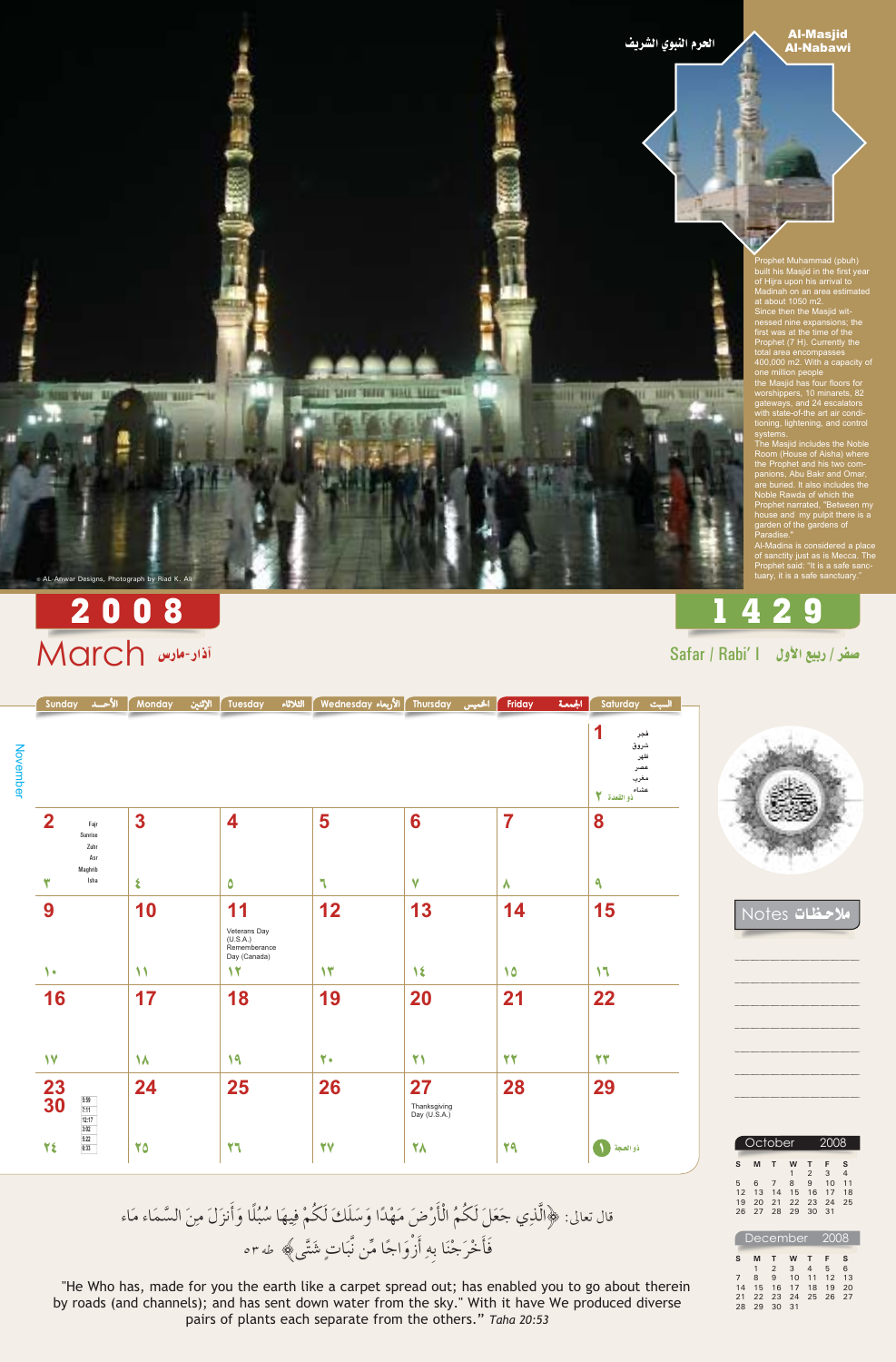## Al-Masjid Al-Nabawi
## الحرم النبوي الشريف

Prophet Muhammad (pbuh) built his Masjid in the first year of Hijra upon his arrival to Madinah on an area estimated at about 1050 m2.
Since then the Masjid witnessed nine expansions; the first was at the time of the Prophet (7 H). Currently the total area encompasses 400,000 m2. With a capacity of one million people the Masjid has four floors for worshippers, 10 minarets, 82 gateways, and 24 escalators with state-of-the art air conditioning, lightening, and control systems.
The Masjid includes the Noble Room (House of Aisha) where the Prophet and his two companions, Abu Bakr and Omar, are buried. It also includes the Noble Rawda of which the Prophet narrated, "Between my house and my pulpit there is a garden of the gardens of Paradise."
Al-Madina is considered a place of sanctity just as is Mecca. The Prophet said: "It is a safe sanctuary, it is a safe sanctuary."

© AL-Anwar Designs, Photograph by Riad K. Ali

# 2008 — 1429

## March آذار-مارس

## Safar / Rabi' I صفر / ربيع الأول

November

| Sunday الأحد | Monday الإثنين | Tuesday الثلاثاء | Wednesday الأربعاء | Thursday الخميس | Friday الجمعة | Saturday السبت |
|---|---|---|---|---|---|---|
| | | | | | | 1 فجر شروق ظهر عصر مغرب عشاء — ذو القعدة ٢ |
| 2 Fajr Sunrise Zuhr Asr Maghrib Isha — ٣ | 3 — ٤ | 4 — ٥ | 5 — ٦ | 6 — ٧ | 7 — ٨ | 8 — ٩ |
| 9 — ١٠ | 10 — ١١ | 11 Veterans Day (U.S.A.) Rememberance Day (Canada) — ١٢ | 12 — ١٣ | 13 — ١٤ | 14 — ١٥ | 15 — ١٦ |
| 16 — ١٧ | 17 — ١٨ | 18 — ١٩ | 19 — ٢٠ | 20 — ٢١ | 21 — ٢٢ | 22 — ٢٣ |
| 23 / 30 (5:59, 7:11, 12:17, 3:02, 5:22, 6:33) — ٢٤ | 24 — ٢٥ | 25 — ٢٦ | 26 — ٢٧ | 27 Thanksgiving Day (U.S.A.) — ٢٨ | 28 — ٢٩ | 29 — ذو الحجة ١ |

### Notes ملاحظات

### October 2008

| S | M | T | W | T | F | S |
|---|---|---|---|---|---|---|
| | | | 1 | 2 | 3 | 4 |
| 5 | 6 | 7 | 8 | 9 | 10 | 11 |
| 12 | 13 | 14 | 15 | 16 | 17 | 18 |
| 19 | 20 | 21 | 22 | 23 | 24 | 25 |
| 26 | 27 | 28 | 29 | 30 | 31 | |

### December 2008

| S | M | T | W | T | F | S |
|---|---|---|---|---|---|---|
| | 1 | 2 | 3 | 4 | 5 | 6 |
| 7 | 8 | 9 | 10 | 11 | 12 | 13 |
| 14 | 15 | 16 | 17 | 18 | 19 | 20 |
| 21 | 22 | 23 | 24 | 25 | 26 | 27 |
| 28 | 29 | 30 | 31 | | | |

قال تعالى: ﴿الَّذِي جَعَلَ لَكُمُ الْأَرْضَ مَهْدًا وَسَلَكَ لَكُمْ فِيهَا سُبُلًا وَأَنزَلَ مِنَ السَّمَاءِ مَاءً فَأَخْرَجْنَا بِهِ أَزْوَاجًا مِّن نَّبَاتٍ شَتَّىٰ﴾ طه ٥٣

"He Who has, made for you the earth like a carpet spread out; has enabled you to go about therein by roads (and channels); and has sent down water from the sky." With it have We produced diverse pairs of plants each separate from the others." *Taha 20:53*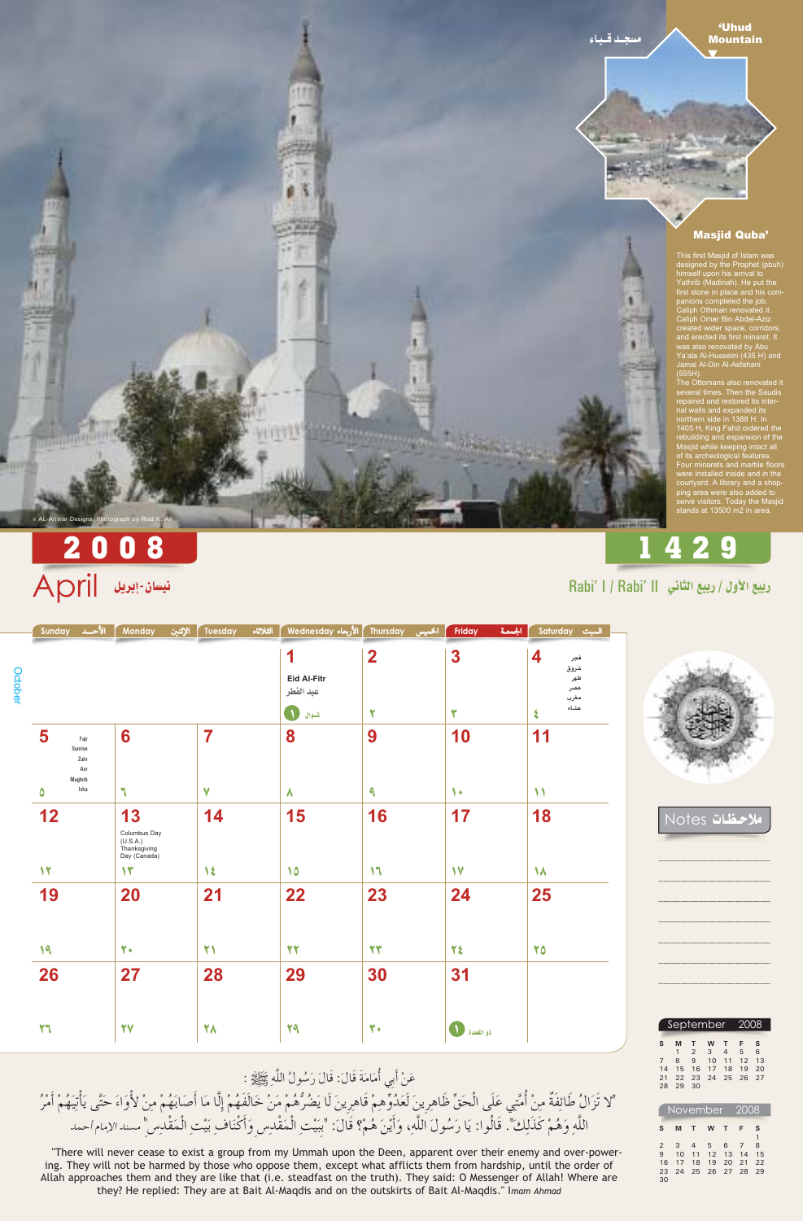© AL-Anwar Designs. Photograph by Riad K. Ali

مسجد قباء

'Uhud Mountain

## Masjid Quba'

This first Masjid of Islam was designed by the Prophet (pbuh) himself upon his arrival to Yathrib (Madinah). He put the first stone in place and his companions completed the job. Caliph Othman renovated it. Caliph Omar Bin Abdel-Aziz created wider space, corridors, and erected its first minaret. It was also renovated by Abu Ya'ala Al-Husseini (435 H) and Jamal Al-Din Al-Asfahani (555H).
The Ottomans also renovated it several times. Then the Saudis repaired and restored its internal walls and expanded its northern side in 1388 H. In 1405 H, King Fahd ordered the rebuilding and expansion of the Masjid while keeping intact all of its archeological features. Four minarets and marble floors were installed inside and in the courtyard. A library and a shopping area were also added to serve visitors. Today the Masjid stands at 13500 m2 in area.

# 2008 — April نيسان-إبريل

# 1429 — Rabi' I / Rabi' II ربيع الأول / ربيع الثاني

October

| Sunday الأحد | Monday الإثنين | Tuesday الثلاثاء | Wednesday الأربعاء | Thursday الخميس | Friday الجمعة | Saturday السبت |
|---|---|---|---|---|---|---|
| | | | 1 Eid Al-Fitr عيد الفطر ١ شوال | 2 ٢ | 3 ٣ | 4 ٤ فجر شروق ظهر عصر مغرب عشاء |
| 5 Fajr Sunrise Zuhr Asr Maghrib Isha ٥ | 6 ٦ | 7 ٧ | 8 ٨ | 9 ٩ | 10 ١٠ | 11 ١١ |
| 12 ١٢ | 13 Columbus Day (U.S.A.) Thanksgiving Day (Canada) ١٣ | 14 ١٤ | 15 ١٥ | 16 ١٦ | 17 ١٧ | 18 ١٨ |
| 19 ١٩ | 20 ٢٠ | 21 ٢١ | 22 ٢٢ | 23 ٢٣ | 24 ٢٤ | 25 ٢٥ |
| 26 ٢٦ | 27 ٢٧ | 28 ٢٨ | 29 ٢٩ | 30 ٣٠ | 31 ١ ذو القعدة | |

Notes ملاحظات

September 2008

| S | M | T | W | T | F | S |
|---|---|---|---|---|---|---|
| | 1 | 2 | 3 | 4 | 5 | 6 |
| 7 | 8 | 9 | 10 | 11 | 12 | 13 |
| 14 | 15 | 16 | 17 | 18 | 19 | 20 |
| 21 | 22 | 23 | 24 | 25 | 26 | 27 |
| 28 | 29 | 30 | | | | |

November 2008

| S | M | T | W | T | F | S |
|---|---|---|---|---|---|---|
| | | | | | | 1 |
| 2 | 3 | 4 | 5 | 6 | 7 | 8 |
| 9 | 10 | 11 | 12 | 13 | 14 | 15 |
| 16 | 17 | 18 | 19 | 20 | 21 | 22 |
| 23 | 24 | 25 | 26 | 27 | 28 | 29 |
| 30 | | | | | | |

عَنْ أَبِي أُمَامَةَ قَالَ: قَالَ رَسُولُ اللَّهِ ﷺ :

"لا تَزَالُ طَائِفَةٌ مِنْ أُمَّتِي عَلَى الْحَقِّ ظَاهِرِينَ لَعَدُوِّهِمْ قَاهِرِينَ لَا يَضُرُّهُمْ مَنْ خَالَفَهُمْ إِلَّا مَا أَصَابَهُمْ مِنْ لأْوَاءَ حَتَّى يَأْتِيَهُمْ أَمْرُ اللَّهِ وَهُمْ كَذَلِكَ". قَالُوا: يَا رَسُولَ اللَّهِ، وَأَيْنَ هُمْ؟ قَالَ: "بِبَيْتِ الْمَقْدِسِ وَأَكْنَافِ بَيْتِ الْمَقْدِسِ" مسند الامام احمد

"There will never cease to exist a group from my Ummah upon the Deen, apparent over their enemy and over-powering. They will not be harmed by those who oppose them, except what afflicts them from hardship, until the order of Allah approaches them and they are like that (i.e. steadfast on the truth). They said: O Messenger of Allah! Where are they? He replied: They are at Bait Al-Maqdis and on the outskirts of Bait Al-Maqdis." *Imam Ahmad*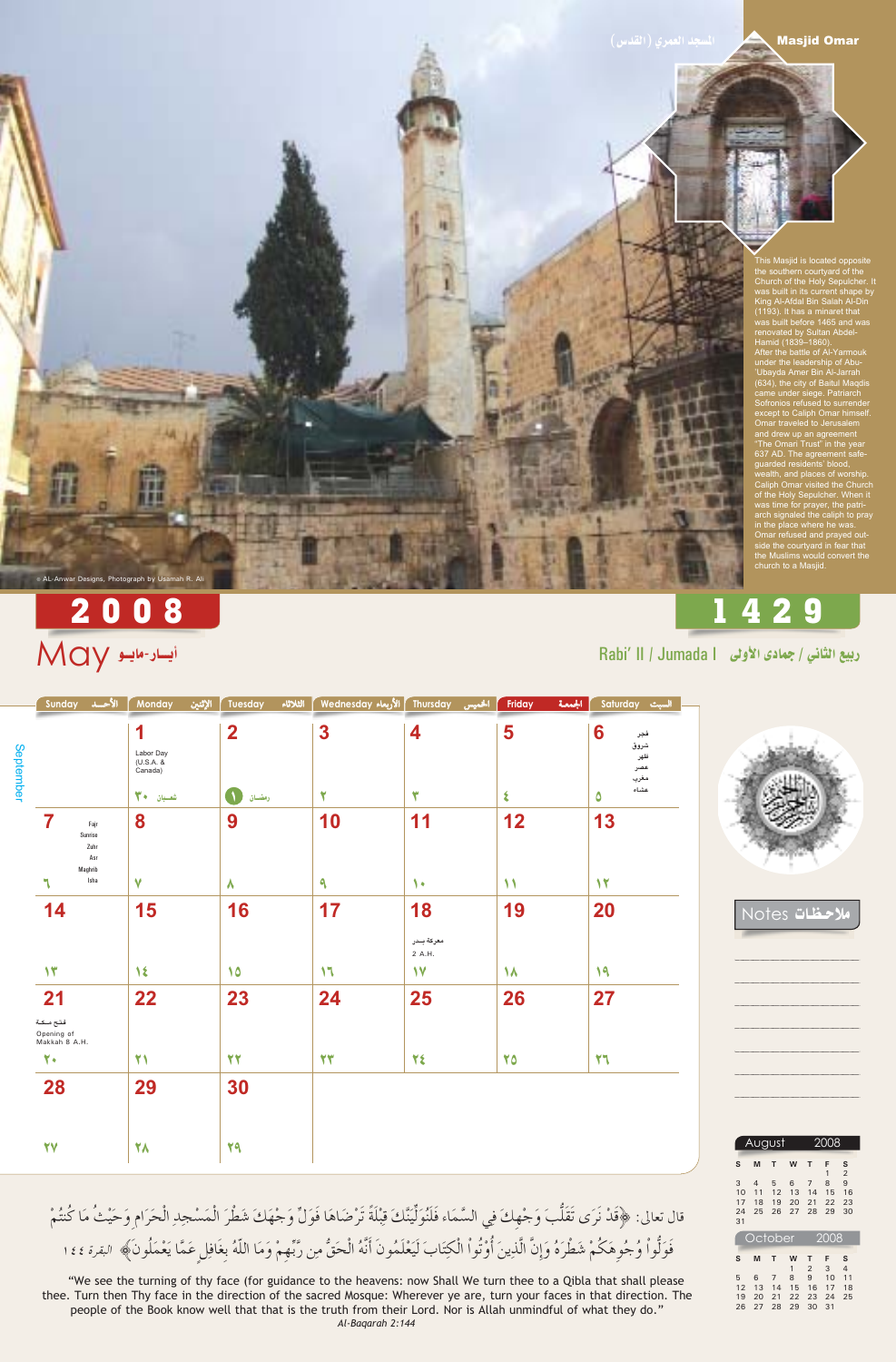## المسجد العمري (القدس) Masjid Omar

This Masjid is located opposite the southern courtyard of the Church of the Holy Sepulcher. It was built in its current shape by King Al-Afdal Bin Salah Al-Din (1193). It has a minaret that was built before 1465 and was renovated by Sultan Abdel-Hamid (1839–1860).

After the battle of Al-Yarmouk under the leadership of Abu-'Ubayda Amer Bin Al-Jarrah (634), the city of Baitul Maqdis came under siege. Patriarch Sofronios refused to surrender except to Caliph Omar himself. Omar traveled to Jerusalem and drew up an agreement "The Omari Trust" in the year 637 AD. The agreement safe-guarded residents' blood, wealth, and places of worship. Caliph Omar visited the Church of the Holy Sepulcher. When it was time for prayer, the patriarch signaled the caliph to pray in the place where he was. Omar refused and prayed outside the courtyard in fear that the Muslims would convert the church to a Masjid.

© AL-Anwar Designs, Photograph by Usamah R. Ali

# 2008 — 1429

## May أيــار-مايــو

## Rabi' II / Jumada I ربيع الثاني / جمادى الأولى

| Sunday الأحـد | Monday الإثنين | Tuesday الثلاثاء | Wednesday الأربعاء | Thursday الخميس | Friday الجمعة | Saturday السبت |
|---|---|---|---|---|---|---|
| | 1 Labor Day (U.S.A. & Canada) — ٣٠ شعبان | 2 — ١ رمضان | 3 — ٢ | 4 — ٣ | 5 — ٤ | 6 — ٥ (فجر، شروق، ظهر، عصر، مغرب، عشاء) |
| 7 — ٦ (Fajr, Sunrise, Zuhr, Asr, Maghrib, Isha) | 8 — ٧ | 9 — ٨ | 10 — ٩ | 11 — ١٠ | 12 — ١١ | 13 — ١٢ |
| 14 — ١٣ | 15 — ١٤ | 16 — ١٥ | 17 — ١٦ | 18 معركة بدر 2 A.H. — ١٧ | 19 — ١٨ | 20 — ١٩ |
| 21 فتح مكة Opening of Makkah 8 A.H. — ٢٠ | 22 — ٢١ | 23 — ٢٢ | 24 — ٢٣ | 25 — ٢٤ | 26 — ٢٥ | 27 — ٢٦ |
| 28 — ٢٧ | 29 — ٢٨ | 30 — ٢٩ | | | | |

September

Notes ملاحظات

**August 2008**

| S | M | T | W | T | F | S |
|---|---|---|---|---|---|---|
| | | | | | 1 | 2 |
| 3 | 4 | 5 | 6 | 7 | 8 | 9 |
| 10 | 11 | 12 | 13 | 14 | 15 | 16 |
| 17 | 18 | 19 | 20 | 21 | 22 | 23 |
| 24 | 25 | 26 | 27 | 28 | 29 | 30 |
| 31 | | | | | | |

**October 2008**

| S | M | T | W | T | F | S |
|---|---|---|---|---|---|---|
| | | | 1 | 2 | 3 | 4 |
| 5 | 6 | 7 | 8 | 9 | 10 | 11 |
| 12 | 13 | 14 | 15 | 16 | 17 | 18 |
| 19 | 20 | 21 | 22 | 23 | 24 | 25 |
| 26 | 27 | 28 | 29 | 30 | 31 | |

قال تعالى: ﴿قَدْ نَرَى تَقَلُّبَ وَجْهِكَ فِي السَّمَاءِ فَلَنُوَلِّيَنَّكَ قِبْلَةً تَرْضَاهَا فَوَلِّ وَجْهَكَ شَطْرَ الْمَسْجِدِ الْحَرَامِ وَحَيْثُ مَا كُنتُمْ فَوَلُّواْ وُجُوهَكُمْ شَطْرَهُ وَإِنَّ الَّذِينَ أُوْتُواْ الْكِتَابَ لَيَعْلَمُونَ أَنَّهُ الْحَقُّ مِن رَّبِّهِمْ وَمَا اللَّهُ بِغَافِلٍ عَمَّا يَعْمَلُونَ﴾ البقرة ١٤٤

"We see the turning of thy face (for guidance to the heavens: now Shall We turn thee to a Qibla that shall please thee. Turn then Thy face in the direction of the sacred Mosque: Wherever ye are, turn your faces in that direction. The people of the Book know well that that is the truth from their Lord. Nor is Allah unmindful of what they do."

*Al-Baqarah 2:144*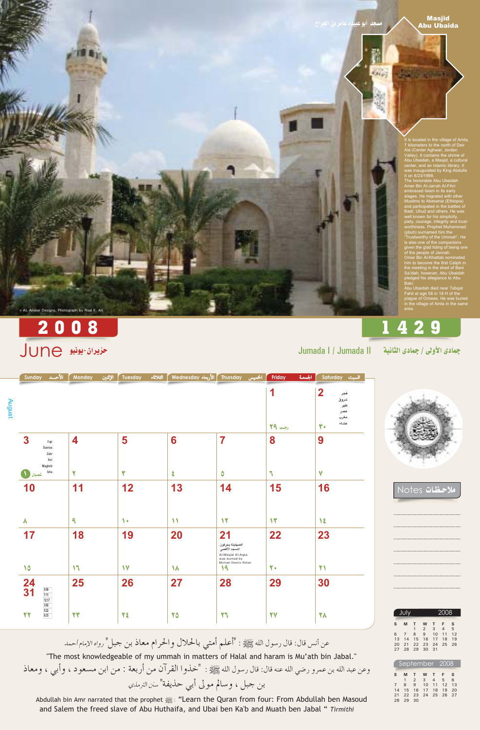## Masjid Abu Ubaida

مسجد أبو عبيدة عامر بن الجراح

It is located in the village of Amta, 7 kilometers to the north of Deir Ala (Center Aghwar, Jordan Valley). It contains the shrine of Abu Ubaidah, a Masjid, a cultural center, and an Islamic library. It was inaugurated by King Abdulla II on 8/23/1999.
The honorable Abu Ubaidah Amer Bin Al-Jarrah Al-Fihri embraced Islam in its early stages. He migrated with other Muslims to Abesenia (Ethiopia) and participated in the battles of Badr, Uhud and others. He was well known for his simplicity, piety, courage, integrity and trustworthiness. Prophet Muhammad (pbuh) surnamed him the "Trustworthy of the Ummah". He is also one of the companions given the glad tiding of being one of the people of Jannah.
Omar Bin Al-Khattab nominated him to become the first Caliph in the meeting in the shed of Bani Sa'idah, however, Abu Ubaidah pledged his allegiance to Abu Bakr.
Abu Ubaidah died near Tabqat Fahil at age 58 in 18 H of the plague of Omwas. He was buried in the village of Amta in the same area.

© AL-Anwar Designs, Photograph by Riad K. Ali

# 2008 June حزيران-يونيو

# 1429 Jumada I / Jumada II جمادى الأولى / جمادى الثانية

| Sunday الأحد | Monday الإثنين | Tuesday الثلاثاء | Wednesday الأربعاء | Thursday الخميس | Friday الجمعة | Saturday السبت |
|---|---|---|---|---|---|---|
| | | | | | 1 (٢٩ رجب) | 2 (٣٠) فجر شروق ظهر عصر مغرب عشاء |
| 3 (١ شعبان) Fajr Sunrise Zuhr Asr Maghrib Isha | 4 (٢) | 5 (٣) | 6 (٤) | 7 (٥) | 8 (٦) | 9 (٧) |
| 10 (٨) | 11 (٩) | 12 (١٠) | 13 (١١) | 14 (١٢) | 15 (١٣) | 16 (١٤) |
| 17 (١٥) | 18 (١٦) | 19 (١٧) | 20 (١٨) | 21 (١٩) الصهاينة يحرقون المسجد الأقصى — Al-Masjid Al-Aqsa was burned by Michael Dennis Rohan | 22 (٢٠) | 23 (٢١) |
| 24/31 (٢٢) 5:59 7:11 12:17 3:52 5:22 6:33 | 25 (٢٣) | 26 (٢٤) | 27 (٢٥) | 28 (٢٦) | 29 (٢٧) | 30 (٢٨) |

August

Notes ملاحظات

**July 2008**

| S | M | T | W | T | F | S |
|---|---|---|---|---|---|---|
| | | 1 | 2 | 3 | 4 | 5 |
| 6 | 7 | 8 | 9 | 10 | 11 | 12 |
| 13 | 14 | 15 | 16 | 17 | 18 | 19 |
| 20 | 21 | 22 | 23 | 24 | 25 | 26 |
| 27 | 28 | 29 | 30 | 31 | | |

**September 2008**

| S | M | T | W | T | F | S |
|---|---|---|---|---|---|---|
| | 1 | 2 | 3 | 4 | 5 | 6 |
| 7 | 8 | 9 | 10 | 11 | 12 | 13 |
| 14 | 15 | 16 | 17 | 18 | 19 | 20 |
| 21 | 22 | 23 | 24 | 25 | 26 | 27 |
| 28 | 29 | 30 | | | | |

عن أنس قال: قال رسول الله ﷺ : "أعلم أمتي بالحلال والحرام معاذ بن جبل" رواه الإمام أحمد

"The most knowledgeable of my ummah in matters of Halal and haram is Mu'ath bin Jabal."

وعن عبد الله بن عمرو رضي الله عنه قال: قال رسول الله ﷺ : "خذوا القرآن من أربعة : من ابن مسعود ، وأبي ، ومعاذ بن جبل ، وسالم مولى أبي حذيفة" سنن الترمذي

Abdullah bin Amr narrated that the prophet ﷺ: "Learn the Quran from four: From Abdullah ben Masoud and Salem the freed slave of Abu Huthaifa, and Ubai ben Ka'b and Muath ben Jabal " *Tirmithi*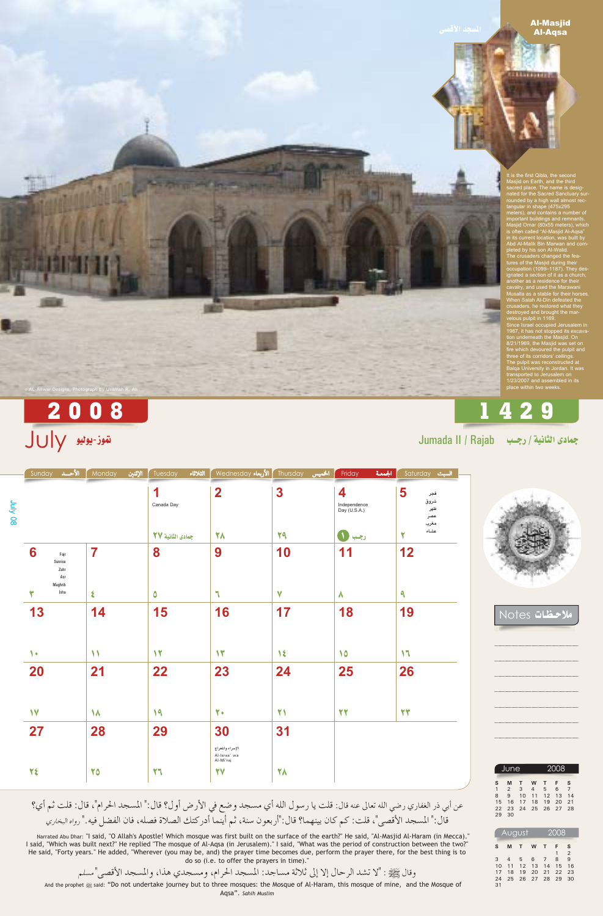## Al-Masjid Al-Aqsa

المسجد الأقصى

It is the first Qibla, the second Masjid on Earth, and the third sacred place. The name is designated for the Sacred Sanctuary surrounded by a high wall almost rectangular in shape (475x295 meters), and contains a number of important buildings and remnants. Masjid Omar (80x55 meters), which is often called "Al-Masjid Al-Aqsa" in its current location, was built by Abd Al-Malik Bin Marwan and completed by his son Al-Walid.
The crusaders changed the features of the Masjid during their occupation (1099–1187). They designated a section of it as a church, another as a residence for their cavalry, and used the Marawani Musalla as a stable for their horses. When Salah Al-Din defeated the crusaders, he restored what they destroyed and brought the marvelous pulpit in 1169.
Since Israel occupied Jerusalem in 1967, it has not stopped its excavation underneath the Masjid. On 8/21/1969, the Masjid was set on fire which devoured the pulpit and three of its corridors' ceilings.
The pulpit was reconstructed at Balqa University in Jordan. It was transported to Jerusalem on 1/23/2007 and assembled in its place within two weeks.

© AL Anwar Designs, Photograph by Usamah R. Ali

# 2008 — July تموز-يوليو

# 1429 — Jumada II / Rajab جمادى الثانية / رجب

| Sunday الأحد | Monday الإثنين | Tuesday الثلاثاء | Wednesday الأربعاء | Thursday الخميس | Friday الجمعة | Saturday السبت |
|---|---|---|---|---|---|---|
| | | 1 Canada Day — جمادى الثانية ٢٧ | 2 — ٢٨ | 3 — ٢٩ | 4 Independence Day (U.S.A.) — رجب ١ | 5 — ٢ |
| 6 — ٣ | 7 — ٤ | 8 — ٥ | 9 — ٦ | 10 — ٧ | 11 — ٨ | 12 — ٩ |
| 13 — ١٠ | 14 — ١١ | 15 — ١٢ | 16 — ١٣ | 17 — ١٤ | 18 — ١٥ | 19 — ١٦ |
| 20 — ١٧ | 21 — ١٨ | 22 — ١٩ | 23 — ٢٠ | 24 — ٢١ | 25 — ٢٢ | 26 — ٢٣ |
| 27 — ٢٤ | 28 — ٢٥ | 29 — ٢٦ | 30 الإسراء والمعراج Al-Israa' wa Al-Mi'raj — ٢٧ | 31 — ٢٨ | | |

فجر / شروق / ظهر / عصر / مغرب / عشاء

Fajr / Sunrise / Zuhr / Asr / Maghrib / Isha

Notes ملاحظات

**June 2008**

| S | M | T | W | T | F | S |
|---|---|---|---|---|---|---|
| 1 | 2 | 3 | 4 | 5 | 6 | 7 |
| 8 | 9 | 10 | 11 | 12 | 13 | 14 |
| 15 | 16 | 17 | 18 | 19 | 20 | 21 |
| 22 | 23 | 24 | 25 | 26 | 27 | 28 |
| 29 | 30 | | | | | |

**August 2008**

| S | M | T | W | T | F | S |
|---|---|---|---|---|---|---|
| | | | | | 1 | 2 |
| 3 | 4 | 5 | 6 | 7 | 8 | 9 |
| 10 | 11 | 12 | 13 | 14 | 15 | 16 |
| 17 | 18 | 19 | 20 | 21 | 22 | 23 |
| 24 | 25 | 26 | 27 | 28 | 29 | 30 |
| 31 | | | | | | |

عن أبي ذر الغفاري رضي الله تعالى عنه قال: قلت يا رسول الله أي مسجد وضع في الأرض أول؟ قال:" المسجد الحرام"، قال: قلت ثم أي؟ قال:" المسجد الأقصى"، قلت: كم كان بينهما؟ قال:"أربعون سنة، ثم أينما أدركتك الصلاة فصله، فان الفضل فيه." رواه البخاري

Narrated Abu Dhar: "I said, "O Allah's Apostle! Which mosque was first built on the surface of the earth?" He said, "Al-Masjid Al-Haram (in Mecca)." I said, "Which was built next?" He replied "The mosque of Al-Aqsa (in Jerusalem)." I said, "What was the period of construction between the two?" He said, "Forty years." He added, "Wherever (you may be, and) the prayer time becomes due, perform the prayer there, for the best thing is to do so (i.e. to offer the prayers in time)."

وقال ﷺ : "لا تشد الرحال إلا إلى ثلاثة مساجد: المسجد الحرام، ومسجدي هذا، والمسجد الأقصى" مسلم

And the prophet ﷺ said: "Do not undertake journey but to three mosques: the Mosque of Al-Haram, this mosque of mine, and the Mosque of Aqsa". *Sahih Muslim*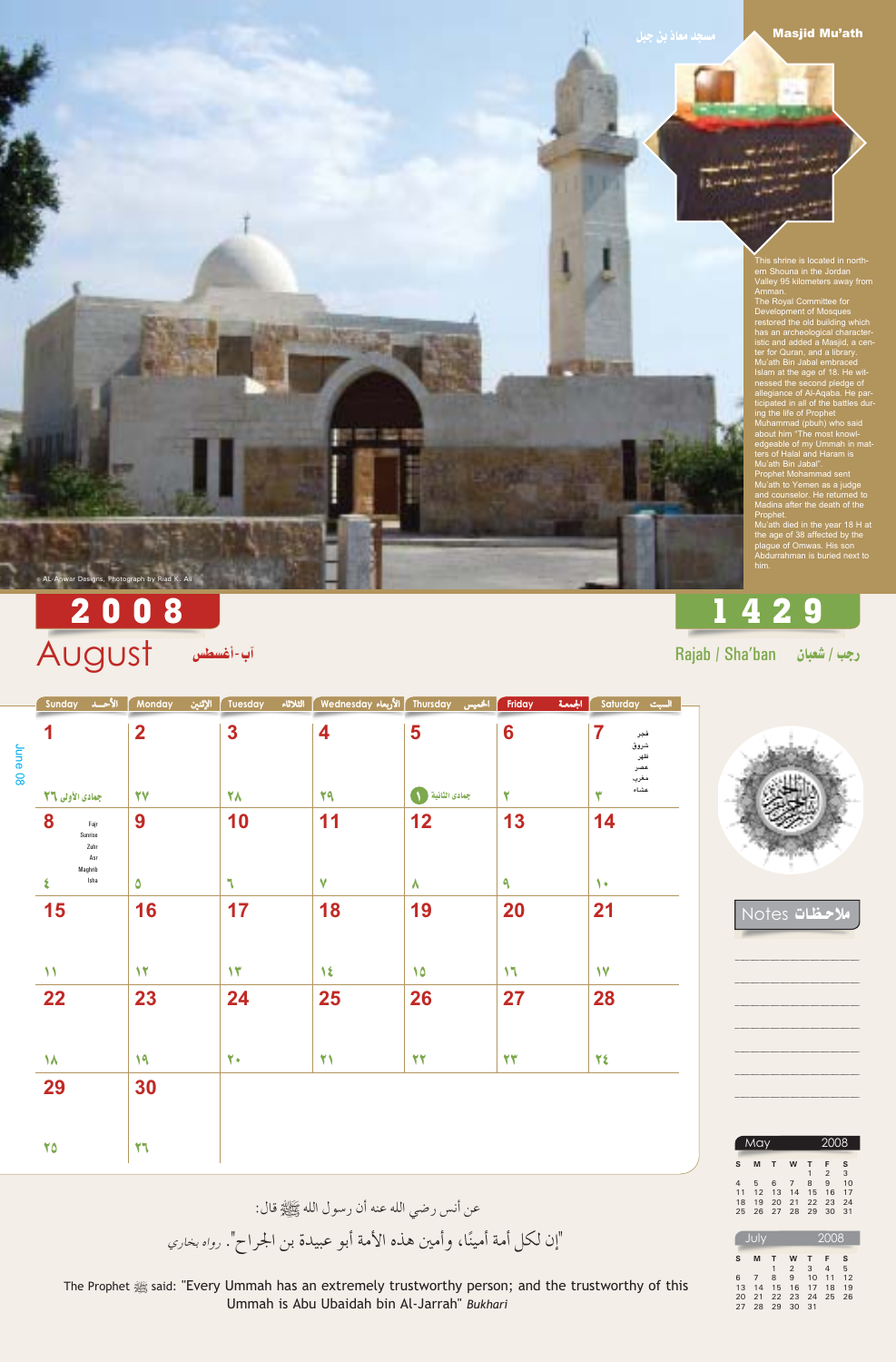## Masjid Mu'ath
مسجد معاذ بن جبل

This shrine is located in northern Shouna in the Jordan Valley 95 kilometers away from Amman.
The Royal Committee for Development of Mosques restored the old building which has an archeological characteristic and added a Masjid, a center for Quran, and a library.
Mu'ath Bin Jabal embraced Islam at the age of 18. He witnessed the second pledge of allegiance of Al-Aqaba. He participated in all of the battles during the life of Prophet Muhammad (pbuh) who said about him "The most knowledgeable of my Ummah in matters of Halal and Haram is Mu'ath Bin Jabal".
Prophet Mohammad sent Mu'ath to Yemen as a judge and counselor. He returned to Madina after the death of the Prophet.
Mu'ath died in the year 18 H at the age of 38 affected by the plague of Omwas. His son Abdurrahman is buried next to him.

© AL-Anwar Designs. Photograph by Riad K. Ali

# 2008 — August آب-أغسطس

# 1429 — Rajab / Sha'ban رجب / شعبان

| Sunday الأحد | Monday الإثنين | Tuesday الثلاثاء | Wednesday الأربعاء | Thursday الخميس | Friday الجمعة | Saturday السبت |
|---|---|---|---|---|---|---|
| 1 (جمادى الأولى ٢٦) | 2 (٢٧) | 3 (٢٨) | 4 (٢٩) | 5 (جمادى الثانية ١) | 6 (٢) | 7 (٣) فجر شروق ظهر عصر مغرب عشاء |
| 8 (٤) Fajr Sunrise Zuhr Asr Maghrib Isha | 9 (٥) | 10 (٦) | 11 (٧) | 12 (٨) | 13 (٩) | 14 (١٠) |
| 15 (١١) | 16 (١٢) | 17 (١٣) | 18 (١٤) | 19 (١٥) | 20 (١٦) | 21 (١٧) |
| 22 (١٨) | 23 (١٩) | 24 (٢٠) | 25 (٢١) | 26 (٢٢) | 27 (٢٣) | 28 (٢٤) |
| 29 (٢٥) | 30 (٢٦) | | | | | |

June 08

Notes ملاحظات

**May 2008**

| S | M | T | W | T | F | S |
|---|---|---|---|---|---|---|
| | | | | 1 | 2 | 3 |
| 4 | 5 | 6 | 7 | 8 | 9 | 10 |
| 11 | 12 | 13 | 14 | 15 | 16 | 17 |
| 18 | 19 | 20 | 21 | 22 | 23 | 24 |
| 25 | 26 | 27 | 28 | 29 | 30 | 31 |

**July 2008**

| S | M | T | W | T | F | S |
|---|---|---|---|---|---|---|
| | | 1 | 2 | 3 | 4 | 5 |
| 6 | 7 | 8 | 9 | 10 | 11 | 12 |
| 13 | 14 | 15 | 16 | 17 | 18 | 19 |
| 20 | 21 | 22 | 23 | 24 | 25 | 26 |
| 27 | 28 | 29 | 30 | 31 | | |

عن أنس رضي الله عنه أن رسول الله ﷺ قال:

"إن لكل أمة أمينًا، وأمين هذه الأمة أبو عبيدة بن الجراح". رواه بخاري

The Prophet ﷺ said: "Every Ummah has an extremely trustworthy person; and the trustworthy of this Ummah is Abu Ubaidah bin Al-Jarrah" *Bukhari*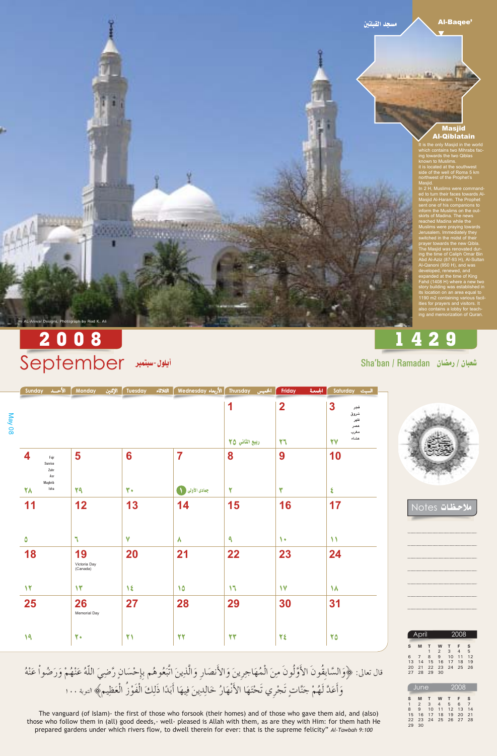مسجد القبلتين

Al-Baqee'

## Masjid Al-Qiblatain

It is the only Masjid in the world which contains two Mihrabs facing towards the two Qiblas known to Muslims.
it is located at the southwest side of the well of Roma 5 km northwest of the Prophet's Masjid.
In 2 H, Muslims were commanded to turn their faces towards Al-Masjid Al-Haram. The Prophet sent one of his companions to inform the Muslims on the outskirts of Madina. The news reached Madina while the Muslims were praying towards Jerusalem. Immediately they switched in the midst of their prayer towards the new Qibla. The Masjid was renovated during the time of Caliph Omar Bin Abd Al-Aziz (87-93 H), Al-Sultan Al-Qanoni (950 H), and was developed, renewed, and expanded at the time of King Fahd (1408 H) where a new two story building was established in its location on an area equal to 1190 m2 containing various facilities for prayers and visitors. It also contains a lobby for teaching and memorization of Quran.

AL-Anwar Designs, Photograph by Riad K. Ali

# 2008 September أيلول-سبتمبر

# 1429 Sha'ban / Ramadan شعبان / رمضان

May 08

| Sunday الأحد | Monday الإثنين | Tuesday الثلاثاء | Wednesday الأربعاء | Thursday الخميس | Friday الجمعة | Saturday السبت |
|---|---|---|---|---|---|---|
| | | | | 1 ربيع الثاني ٢٥ | 2 ٢٦ | 3 ٢٧ فجر شروق ظهر عصر مغرب عشاء |
| 4 ٢٨ Fajr Sunrise Zuhr Asr Maghrib Isha | 5 ٢٩ | 6 ٣٠ | 7 جمادى الأولى ١ | 8 ٢ | 9 ٣ | 10 ٤ |
| 11 ٥ | 12 ٦ | 13 ٧ | 14 ٨ | 15 ٩ | 16 ١٠ | 17 ١١ |
| 18 ١٢ | 19 ١٣ Victoria Day (Canada) | 20 ١٤ | 21 ١٥ | 22 ١٦ | 23 ١٧ | 24 ١٨ |
| 25 ١٩ | 26 ٢٠ Memorial Day | 27 ٢١ | 28 ٢٢ | 29 ٢٣ | 30 ٢٤ | 31 ٢٥ |

Notes ملاحظات

April 2008

| S | M | T | W | T | F | S |
|---|---|---|---|---|---|---|
| | | 1 | 2 | 3 | 4 | 5 |
| 6 | 7 | 8 | 9 | 10 | 11 | 12 |
| 13 | 14 | 15 | 16 | 17 | 18 | 19 |
| 20 | 21 | 22 | 23 | 24 | 25 | 26 |
| 27 | 28 | 29 | 30 | | | |

June 2008

| S | M | T | W | T | F | S |
|---|---|---|---|---|---|---|
| 1 | 2 | 3 | 4 | 5 | 6 | 7 |
| 8 | 9 | 10 | 11 | 12 | 13 | 14 |
| 15 | 16 | 17 | 18 | 19 | 20 | 21 |
| 22 | 23 | 24 | 25 | 26 | 27 | 28 |
| 29 | 30 | | | | | |

قال تعالى: ﴿وَالسَّابِقُونَ الأَوَّلُونَ مِنَ الْمُهَاجِرِينَ وَالأَنصَارِ وَالَّذِينَ اتَّبَعُوهُم بِإِحْسَانٍ رَّضِيَ اللَّهُ عَنْهُمْ وَرَضُواْ عَنْهُ وَأَعَدَّ لَهُمْ جَنَّاتٍ تَجْرِي تَحْتَهَا الأَنْهَارُ خَالِدِينَ فِيهَا أَبَدًا ذَلِكَ الْفَوْزُ الْعَظِيمُ﴾ التوبة ١٠٠

The vanguard (of Islam)- the first of those who forsook (their homes) and of those who gave them aid, and (also) those who follow them in (all) good deeds,- well- pleased is Allah with them, as are they with Him: for them hath He prepared gardens under which rivers flow, to dwell therein for ever: that is the supreme felicity" *Al-Tawbah 9:100*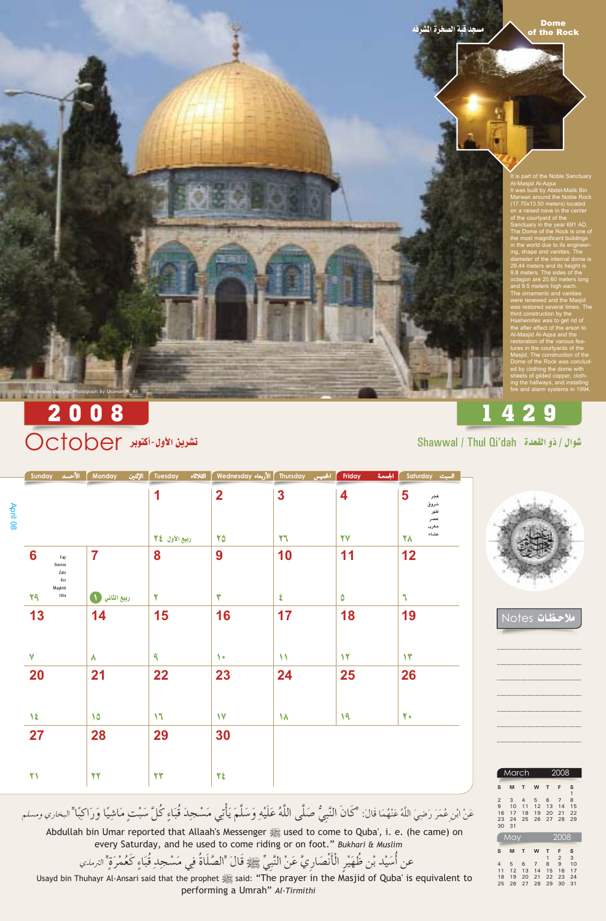مسجد قبة الصخرة المشرفه

**Dome of the Rock**

It is part of the Noble Sanctuary Al-Masjid Al-Aqsa
It was built by Abdel-Malik Bin Marwan around the Noble Rock (17.70x13.50 meters) located on a raised nave in the center of the courtyard of the Sanctuary in the year 691 AD. The Dome of the Rock is one of the most magnificent buildings in the world due to its engineering, shape and vanities. The diameter of the internal dome is 29.44 meters and its height is 9.8 meters. The sides of the octagon are 20.60 meters long and 9.5 meters high each. The ornaments and vanities were renewed and the Masjid was restored several times. The third construction by the Hashemites was to get rid of the after effect of the arson to Al-Masjid Al-Aqsa and the restoration of the various features in the courtyards of the Masjid. The construction of the Dome of the Rock was concluded by clothing the dome with sheets of gilded copper, clothing the hallways, and installing fire and alarm systems in 1994.

© AL-Anwar Designs. Photograph by Usamah R. Ali

# 2008 — 1429

## October تشرين الأول-أكتوبر

## Shawwal / Thul Qi'dah شوال / ذو القعدة

| Sunday الأحد | Monday الإثنين | Tuesday الثلاثاء | Wednesday الأربعاء | Thursday الخميس | Friday الجمعة | Saturday السبت |
|---|---|---|---|---|---|---|
| | | 1 (ربيع الأول ٢٤) | 2 (٢٥) | 3 (٢٦) | 4 (٢٧) | 5 (٢٨) فجر شروق ظهر عصر مغرب عشاء |
| 6 (٢٩) Fajr Sunrise Zuhr Asr Maghrib Isha | 7 (ربيع الثاني ١) | 8 (٢) | 9 (٣) | 10 (٤) | 11 (٥) | 12 (٦) |
| 13 (٧) | 14 (٨) | 15 (٩) | 16 (١٠) | 17 (١١) | 18 (١٢) | 19 (١٣) |
| 20 (١٤) | 21 (١٥) | 22 (١٦) | 23 (١٧) | 24 (١٨) | 25 (١٩) | 26 (٢٠) |
| 27 (٢١) | 28 (٢٢) | 29 (٢٣) | 30 (٢٤) | | | |

April 08

Notes ملاحظات

عَنْ ابْنِ عُمَرَ رَضِيَ اللَّهُ عَنْهُمَا قَالَ: "كَانَ النَّبِيُّ صَلَّى اللَّهُ عَلَيْهِ وَسَلَّمَ يَأْتِي مَسْجِدَ قُبَاءٍ كُلَّ سَبْتٍ مَاشِيًا وَرَاكِبًا" البخاري ومسلم

Abdullah bin Umar reported that Allaah's Messenger ﷺ used to come to Quba', i. e. (he came) on every Saturday, and he used to come riding or on foot." *Bukhari & Muslim*

عن أُسَيْد بْن ظُهَيْرٍ الْأَنْصَارِيَّ عَنْ النَّبِيِّ ﷺ قَالَ "الصَّلَاةُ فِي مَسْجِدِ قُبَاءٍ كَعُمْرَةٍ" الترمذي

Usayd bin Thuhayr Al-Ansari said that the prophet ﷺ said: "The prayer in the Masjid of Quba' is equivalent to performing a Umrah" *Al-Tirmithi*

**March 2008**

| S | M | T | W | T | F | S |
|---|---|---|---|---|---|---|
| | | | | | | 1 |
| 2 | 3 | 4 | 5 | 6 | 7 | 8 |
| 9 | 10 | 11 | 12 | 13 | 14 | 15 |
| 16 | 17 | 18 | 19 | 20 | 21 | 22 |
| 23 | 24 | 25 | 26 | 27 | 28 | 29 |
| 30 | 31 | | | | | |

**May 2008**

| S | M | T | W | T | F | S |
|---|---|---|---|---|---|---|
| | | | | 1 | 2 | 3 |
| 4 | 5 | 6 | 7 | 8 | 9 | 10 |
| 11 | 12 | 13 | 14 | 15 | 16 | 17 |
| 18 | 19 | 20 | 21 | 22 | 23 | 24 |
| 25 | 26 | 27 | 28 | 29 | 30 | 31 |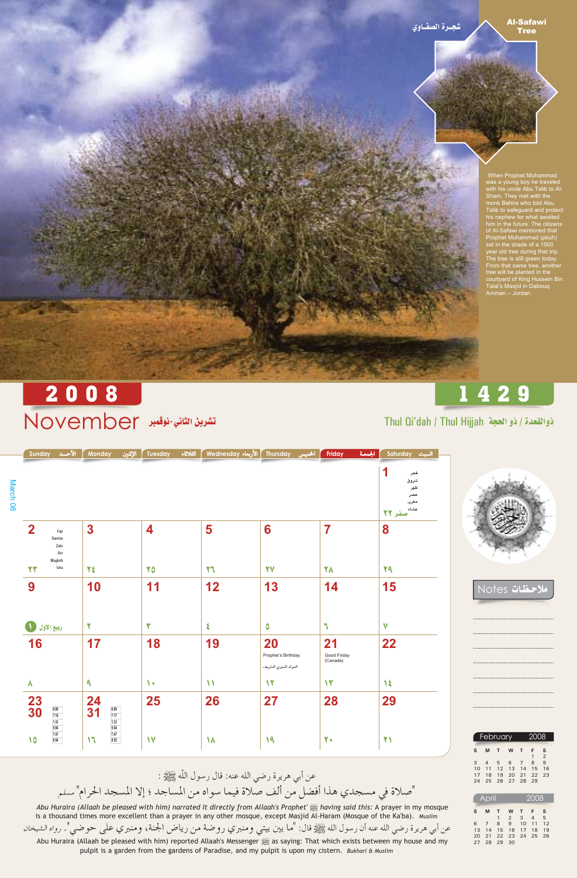## Al-Safawi Tree شجـرة الصفـاوي

When Prophet Muhammad was a young boy he traveled with his uncle Abu Talib to Al-Sham. They met with the monk Bahira who told Abu Talib to safeguard and protect his nephew for what awaited him in the future. The citizens of Al-Safawi mentioned that Prophet Muhammad (pbuh) sat in the shade of a 1500 year old tree during that trip. The tree is still green today. From that same tree, another tree will be planted in the courtyard of King Hussein Bin Talal's Masjid in Dabouq, Amman – Jordan.

# 2008 — 1429

## November تشرين الثاني-نوفمبر

Thul Qi'dah / Thul Hijjah ذوالقعدة / ذو الحجة

| Sunday الأحـــد | Monday الإثنين | Tuesday الثلاثاء | Wednesday الأربعاء | Thursday الخميس | Friday الجمعة | Saturday السبت |
|---|---|---|---|---|---|---|
| | | | | | | 1 صفر ٢٢ (فجر، شروق، ظهر، عصر، مغرب، عشاء) |
| 2 ٢٣ (Fajr, Sunrise, Zuhr, Asr, Maghrib, Isha) | 3 ٢٤ | 4 ٢٥ | 5 ٢٦ | 6 ٢٧ | 7 ٢٨ | 8 ٢٩ |
| 9 ربيع الأول ١ | 10 ٢ | 11 ٣ | 12 ٤ | 13 ٥ | 14 ٦ | 15 ٧ |
| 16 ٨ | 17 ٩ | 18 ١٠ | 19 ١١ | 20 Prophet's Birthday المولد النبوي الشريف ١٢ | 21 Good Friday (Canada) ١٣ | 22 ١٤ |
| 23 / 30 ١٥ (6:06, 7:16, 1:33, 5:04, 7:47, 8:54) | 24 / 31 ١٦ (6:06, 7:17, 1:33, 5:04, 7:47, 8:55) | 25 ١٧ | 26 ١٨ | 27 ١٩ | 28 ٢٠ | 29 ٢١ |

March 08

Notes ملاحظات

| February 2008 | | | | | | |
|---|---|---|---|---|---|---|
| S | M | T | W | T | F | S |
| | | | | | 1 | 2 |
| 3 | 4 | 5 | 6 | 7 | 8 | 9 |
| 10 | 11 | 12 | 13 | 14 | 15 | 16 |
| 17 | 18 | 19 | 20 | 21 | 22 | 23 |
| 24 | 25 | 26 | 27 | 28 | 29 | |

| April 2008 | | | | | | |
|---|---|---|---|---|---|---|
| S | M | T | W | T | F | S |
| | | 1 | 2 | 3 | 4 | 5 |
| 6 | 7 | 8 | 9 | 10 | 11 | 12 |
| 13 | 14 | 15 | 16 | 17 | 18 | 19 |
| 20 | 21 | 22 | 23 | 24 | 25 | 26 |
| 27 | 28 | 29 | 30 | | | |

عن أبي هريرة رضي الله عنه: قال رسول اللّه ﷺ :

"صلاة في مسجدي هذا أفضل من ألف صلاة فيما سواه من المساجد ؛ إلا المسجد الحرام" مسلم

*Abu Huraira (Allaah be pleased with him) narrated It directly from Allaah's Prophet' ﷺ having said this:* A prayer in my mosque is a thousand times more excellent than a prayer in any other mosque, except Masjid Al-Haram (Mosque of the Ka'ba). *Muslim*

عن أبي هريرة رضي الله عنه أن رسول الله ﷺ قال: "ما بين بيتي ومنبري روضة من رياض الجنة، ومنبري على حوضي". رواه الشيخان

Abu Huraira (Allaah be pleased with him) reported Allaah's Messenger ﷺ as saying: That which exists between my house and my pulpit is a garden from the gardens of Paradise, and my pulpit is upon my cistern. *Bukhari & Muslim*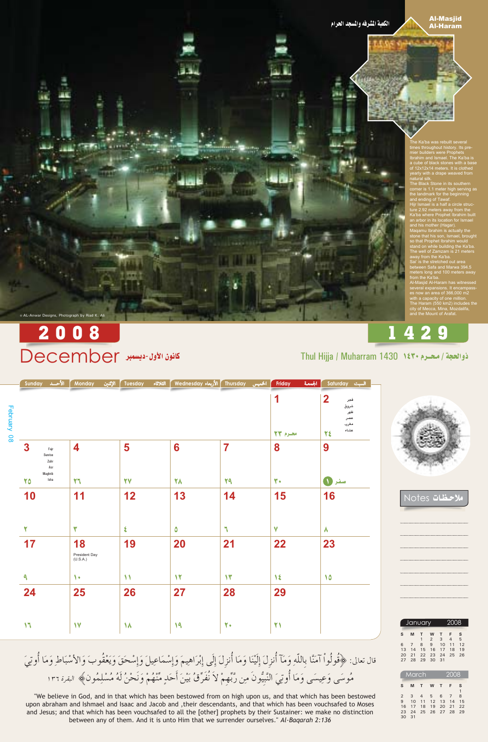الكعبة المشرفه والمسجد الحرام

**Al-Masjid Al-Haram**

The Ka'ba was rebuilt several times throughout history. Its premier builders were Prophets Ibrahim and Ismael. The Ka'ba is a cube of black stones with a base of 12x12x14 meters. It is clothed yearly with a drape weaved from natural silk.
The Black Stone in its southern corner is 1.1 meter high serving as the landmark for the beginning and ending of Tawaf.
Hijr Ismael is a half a circle structure 2.92 meters away from the Ka'ba where Prophet Ibrahim built an arbor in its location for Ismael and his mother (Hagar).
Maqamu Ibrahim is actually the stone that his son, Ismael, brought so that Prophet Ibrahim would stand on while building the Ka'ba.
The well of Zamzam is 21 meters away from the Ka'ba.
Sai' is the stretched out area between Safa and Marwa 394.5 meters long and 100 meters away from the Ka'ba.
Al-Masjid Al-Haram has witnessed several expansions. It encompasses now an area of 366.000 m2 with a capacity of one million.
The Haram (550 km2) includes the city of Mecca, Mina, Mozdalifa, and the Mount of Arafat.

© AL-Anwar Designs, Photograph by Riad K. Ali

# 2008 December كانون الأول-ديسمبر

# 1429 Thul Hijja / Muharram 1430 ذوالحجة / محرم ١٤٣٠

February 08

| Sunday الأحد | Monday الإثنين | Tuesday الثلاثاء | Wednesday الأربعاء | Thursday الخميس | Friday الجمعة | Saturday السبت |
|---|---|---|---|---|---|---|
| | | | | | 1 محرم ٢٣ | 2 ٢٤ فجر شروق ظهر عصر مغرب عشاء |
| 3 ٢٥ Fajr Sunrise Zuhr Asr Maghrib Isha | 4 ٢٦ | 5 ٢٧ | 6 ٢٨ | 7 ٢٩ | 8 ٣٠ | 9 صفر ١ |
| 10 ٢ | 11 ٣ | 12 ٤ | 13 ٥ | 14 ٦ | 15 ٧ | 16 ٨ |
| 17 ٩ | 18 ١٠ President Day (U.S.A.) | 19 ١١ | 20 ١٢ | 21 ١٣ | 22 ١٤ | 23 ١٥ |
| 24 ١٦ | 25 ١٧ | 26 ١٨ | 27 ١٩ | 28 ٢٠ | 29 ٢١ | |

Notes ملاحظات

January 2008

| S | M | T | W | T | F | S |
|---|---|---|---|---|---|---|
| | | 1 | 2 | 3 | 4 | 5 |
| 6 | 7 | 8 | 9 | 10 | 11 | 12 |
| 13 | 14 | 15 | 16 | 17 | 18 | 19 |
| 20 | 21 | 22 | 23 | 24 | 25 | 26 |
| 27 | 28 | 29 | 30 | 31 | | |

March 2008

| S | M | T | W | T | F | S |
|---|---|---|---|---|---|---|
| | | | | | | 1 |
| 2 | 3 | 4 | 5 | 6 | 7 | 8 |
| 9 | 10 | 11 | 12 | 13 | 14 | 15 |
| 16 | 17 | 18 | 19 | 20 | 21 | 22 |
| 23 | 24 | 25 | 26 | 27 | 28 | 29 |
| 30 | 31 | | | | | |

قال تعالى: ﴿قُولُواْ آمَنَّا بِاللّهِ وَمَآ أُنزِلَ إِلَيْنَا وَمَا أُنزِلَ إِلَى إِبْرَاهِيمَ وَإِسْمَاعِيلَ وَإِسْحَقَ وَيَعْقُوبَ وَالأسْبَاطِ وَمَا أُوتِيَ مُوسَى وَعِيسَى وَمَا أُوتِيَ النَّبِيُّونَ مِن رَّبِّهِمْ لاَ نُفَرِّقُ بَيْنَ أَحَدٍ مِّنْهُمْ وَنَحْنُ لَهُ مُسْلِمُونَ﴾ البقرة ١٣٦

"We believe in God, and in that which has been bestowed from on high upon us, and that which has been bestowed upon abraham and Ishmael and Isaac and Jacob and ,their descendants, and that which has been vouchsafed to Moses and Jesus; and that which has been vouchsafed to all the [other] prophets by their Sustainer: we make no distinction between any of them. And it is unto Him that we surrender ourselves." *Al-Baqarah 2:136*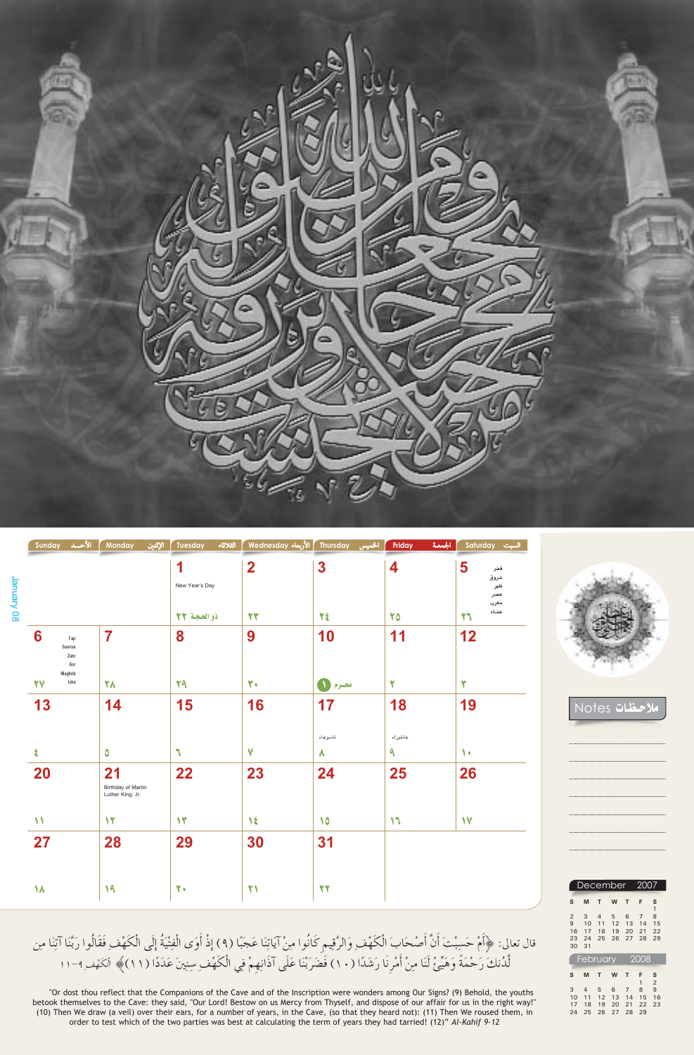January 08

| Sunday الأحد | Monday الإثنين | Tuesday الثلاثاء | Wednesday الأربعاء | Thursday الخميس | Friday الجمعة | Saturday السبت |
|---|---|---|---|---|---|---|
| | | 1 New Year's Day ذو الحجة ٢٢ | 2 ٢٣ | 3 ٢٤ | 4 ٢٥ | 5 فجر شروق ظهر عصر مغرب عشاء ٢٦ |
| 6 Fajr Sunrise Zuhr Asr Maghrib Isha ٢٧ | 7 ٢٨ | 8 ٢٩ | 9 ٣٠ | 10 محرم ١ | 11 ٢ | 12 ٣ |
| 13 ٤ | 14 ٥ | 15 ٦ | 16 ٧ | 17 تاسوعاء ٨ | 18 عاشوراء ٩ | 19 ١٠ |
| 20 ١١ | 21 Birthday of Martin Luther King, Jr. ١٢ | 22 ١٣ | 23 ١٤ | 24 ١٥ | 25 ١٦ | 26 ١٧ |
| 27 ١٨ | 28 ١٩ | 29 ٢٠ | 30 ٢١ | 31 ٢٢ | | |

Notes ملاحظات

December 2007

| S | M | T | W | T | F | S |
|---|---|---|---|---|---|---|
| | | | | | | 1 |
| 2 | 3 | 4 | 5 | 6 | 7 | 8 |
| 9 | 10 | 11 | 12 | 13 | 14 | 15 |
| 16 | 17 | 18 | 19 | 20 | 21 | 22 |
| 23 | 24 | 25 | 26 | 27 | 28 | 29 |
| 30 | 31 | | | | | |

February 2008

| S | M | T | W | T | F | S |
|---|---|---|---|---|---|---|
| | | | | | 1 | 2 |
| 3 | 4 | 5 | 6 | 7 | 8 | 9 |
| 10 | 11 | 12 | 13 | 14 | 15 | 16 |
| 17 | 18 | 19 | 20 | 21 | 22 | 23 |
| 24 | 25 | 26 | 27 | 28 | 29 | |

قال تعالى: ﴿أَمْ حَسِبْتَ أَنَّ أَصْحَابَ الْكَهْفِ وَالرَّقِيمِ كَانُوا مِنْ آيَاتِنَا عَجَبًا (٩) إِذْ أَوَى الْفِتْيَةُ إِلَى الْكَهْفِ فَقَالُوا رَبَّنَا آتِنَا مِن لَّدُنكَ رَحْمَةً وَهَيِّئْ لَنَا مِنْ أَمْرِنَا رَشَدًا (١٠) فَضَرَبْنَا عَلَى آذَانِهِمْ فِي الْكَهْفِ سِنِينَ عَدَدًا (١١)﴾ الكهف ٩-١١

"Or dost thou reflect that the Companions of the Cave and of the Inscription were wonders among Our Signs? (9) Behold, the youths betook themselves to the Cave: they said, "Our Lord! Bestow on us Mercy from Thyself, and dispose of our affair for us in the right way!" (10) Then We draw (a veil) over their ears, for a number of years, in the Cave, (so that they heard not): (11) Then We roused them, in order to test which of the two parties was best at calculating the term of years they had tarried! (12)" *Al-Kahif 9-12*